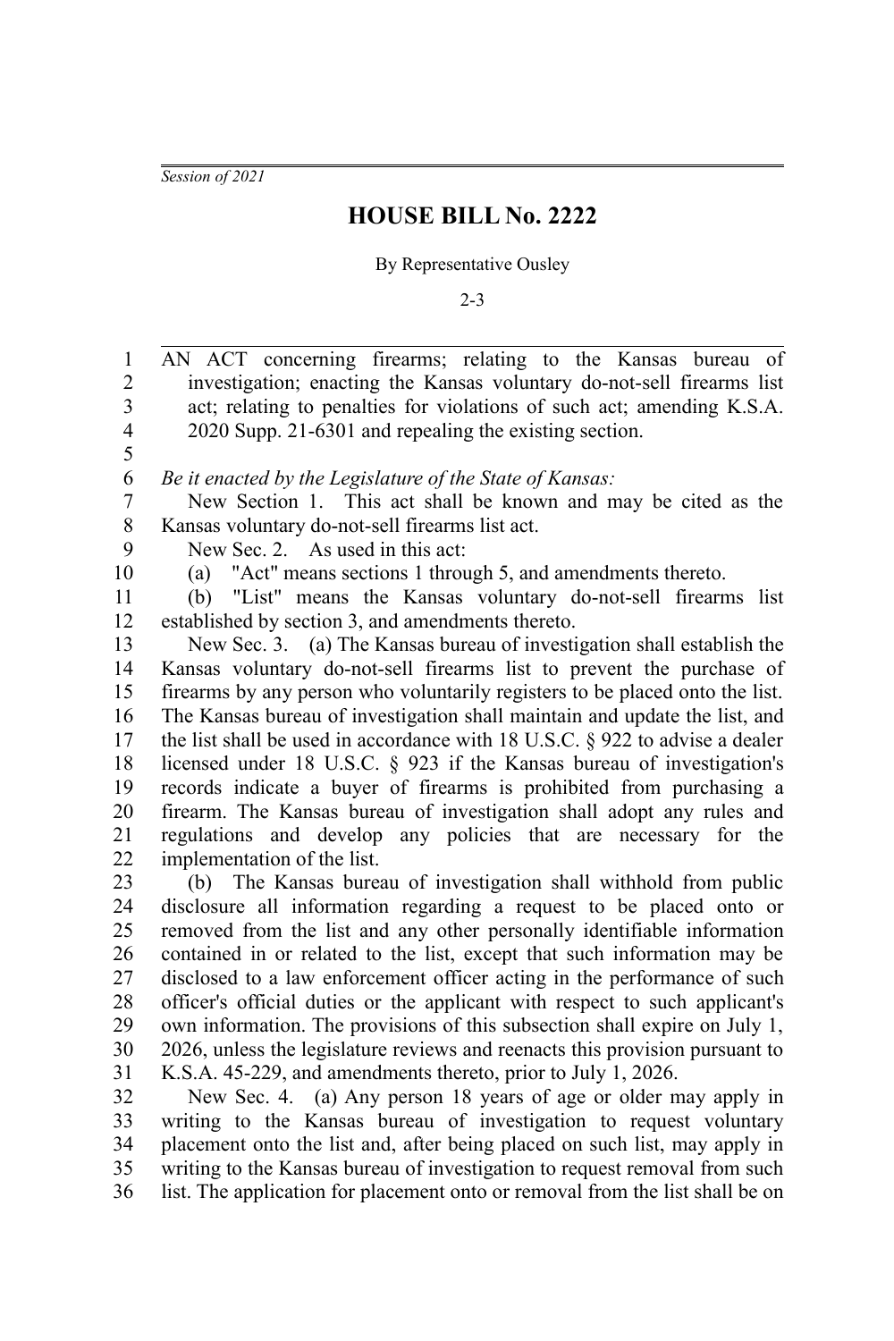*Session of 2021*

# HOUSE BILL No. 2222

By Representative Ousley

2-3

AN ACT concerning firearms; relating to the Kansas bureau of investigation; enacting the Kansas voluntary do-not-sell firearms list act; relating to penalties for violations of such act; amending K.S.A. 2020 Supp. 21-6301 and repealing the existing section.

*Be it enacted by the Legislature of the State of Kansas:*

New Section 1. This act shall be known and may be cited as the Kansas voluntary do-not-sell firearms list act.

New Sec. 2. As used in this act:

(a) "Act" means sections 1 through 5, and amendments thereto.

(b) "List" means the Kansas voluntary do-not-sell firearms list established by section 3, and amendments thereto.

New Sec. 3. (a) The Kansas bureau of investigation shall establish the Kansas voluntary do-not-sell firearms list to prevent the purchase of firearms by any person who voluntarily registers to be placed onto the list. The Kansas bureau of investigation shall maintain and update the list, and the list shall be used in accordance with 18 U.S.C. § 922 to advise a dealer licensed under 18 U.S.C. § 923 if the Kansas bureau of investigation's records indicate a buyer of firearms is prohibited from purchasing a firearm. The Kansas bureau of investigation shall adopt any rules and regulations and develop any policies that are necessary for the implementation of the list.

(b) The Kansas bureau of investigation shall withhold from public disclosure all information regarding a request to be placed onto or removed from the list and any other personally identifiable information contained in or related to the list, except that such information may be disclosed to a law enforcement officer acting in the performance of such officer's official duties or the applicant with respect to such applicant's own information. The provisions of this subsection shall expire on July 1, 2026, unless the legislature reviews and reenacts this provision pursuant to K.S.A. 45-229, and amendments thereto, prior to July 1, 2026.

New Sec. 4. (a) Any person 18 years of age or older may apply in writing to the Kansas bureau of investigation to request voluntary placement onto the list and, after being placed on such list, may apply in writing to the Kansas bureau of investigation to request removal from such list. The application for placement onto or removal from the list shall be on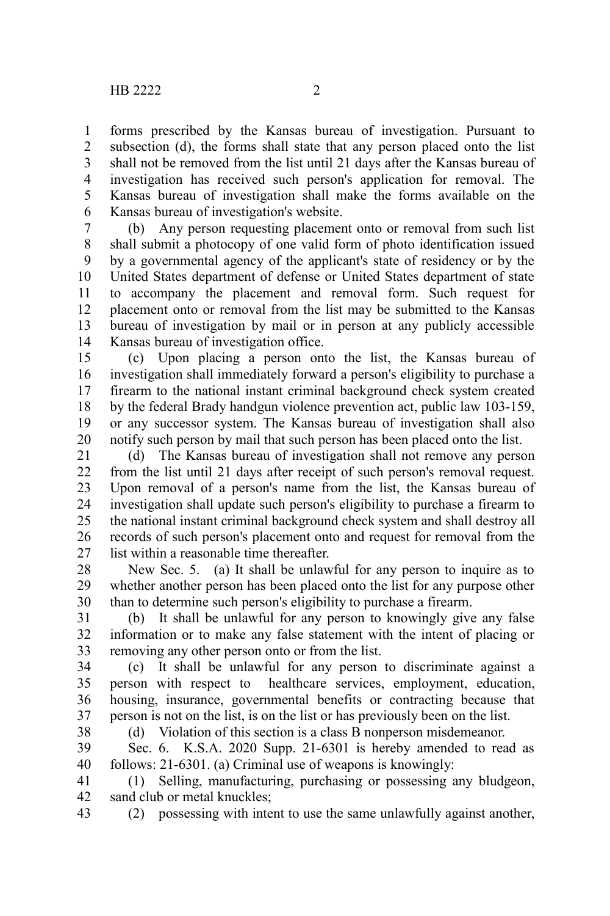forms prescribed by the Kansas bureau of investigation. Pursuant to subsection (d), the forms shall state that any person placed onto the list shall not be removed from the list until 21 days after the Kansas bureau of investigation has received such person's application for removal. The Kansas bureau of investigation shall make the forms available on the Kansas bureau of investigation's website.

(b) Any person requesting placement onto or removal from such list shall submit a photocopy of one valid form of photo identification issued by a governmental agency of the applicant's state of residency or by the United States department of defense or United States department of state to accompany the placement and removal form. Such request for placement onto or removal from the list may be submitted to the Kansas bureau of investigation by mail or in person at any publicly accessible Kansas bureau of investigation office.

(c) Upon placing a person onto the list, the Kansas bureau of investigation shall immediately forward a person's eligibility to purchase a firearm to the national instant criminal background check system created by the federal Brady handgun violence prevention act, public law 103-159, or any successor system. The Kansas bureau of investigation shall also notify such person by mail that such person has been placed onto the list.

(d) The Kansas bureau of investigation shall not remove any person from the list until 21 days after receipt of such person's removal request. Upon removal of a person's name from the list, the Kansas bureau of investigation shall update such person's eligibility to purchase a firearm to the national instant criminal background check system and shall destroy all records of such person's placement onto and request for removal from the list within a reasonable time thereafter.

New Sec. 5. (a) It shall be unlawful for any person to inquire as to whether another person has been placed onto the list for any purpose other than to determine such person's eligibility to purchase a firearm.

(b) It shall be unlawful for any person to knowingly give any false information or to make any false statement with the intent of placing or removing any other person onto or from the list.

(c) It shall be unlawful for any person to discriminate against a person with respect to healthcare services, employment, education, housing, insurance, governmental benefits or contracting because that person is not on the list, is on the list or has previously been on the list.

(d) Violation of this section is a class B nonperson misdemeanor.

Sec. 6. K.S.A. 2020 Supp. 21-6301 is hereby amended to read as follows: 21-6301. (a) Criminal use of weapons is knowingly:

(1) Selling, manufacturing, purchasing or possessing any bludgeon, sand club or metal knuckles;

(2) possessing with intent to use the same unlawfully against another,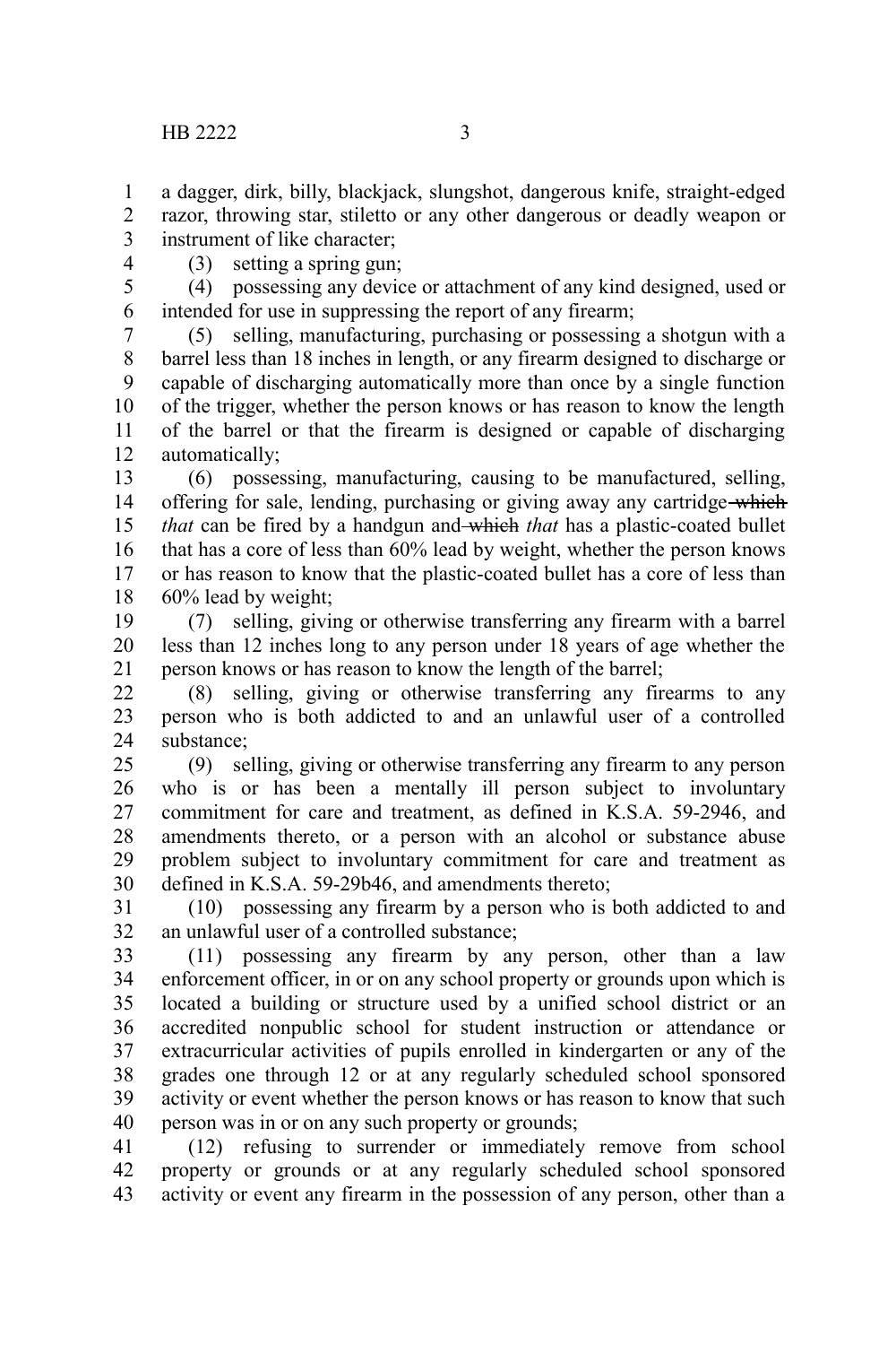a dagger, dirk, billy, blackjack, slungshot, dangerous knife, straight-edged razor, throwing star, stiletto or any other dangerous or deadly weapon or instrument of like character;

(3) setting a spring gun;

(4) possessing any device or attachment of any kind designed, used or intended for use in suppressing the report of any firearm;

(5) selling, manufacturing, purchasing or possessing a shotgun with a barrel less than 18 inches in length, or any firearm designed to discharge or capable of discharging automatically more than once by a single function of the trigger, whether the person knows or has reason to know the length of the barrel or that the firearm is designed or capable of discharging automatically;

(6) possessing, manufacturing, causing to be manufactured, selling, offering for sale, lending, purchasing or giving away any cartridge ~~which~~ *that* can be fired by a handgun and ~~which~~ *that* has a plastic-coated bullet that has a core of less than 60% lead by weight, whether the person knows or has reason to know that the plastic-coated bullet has a core of less than 60% lead by weight;

(7) selling, giving or otherwise transferring any firearm with a barrel less than 12 inches long to any person under 18 years of age whether the person knows or has reason to know the length of the barrel;

(8) selling, giving or otherwise transferring any firearms to any person who is both addicted to and an unlawful user of a controlled substance;

(9) selling, giving or otherwise transferring any firearm to any person who is or has been a mentally ill person subject to involuntary commitment for care and treatment, as defined in K.S.A. 59-2946, and amendments thereto, or a person with an alcohol or substance abuse problem subject to involuntary commitment for care and treatment as defined in K.S.A. 59-29b46, and amendments thereto;

(10) possessing any firearm by a person who is both addicted to and an unlawful user of a controlled substance;

(11) possessing any firearm by any person, other than a law enforcement officer, in or on any school property or grounds upon which is located a building or structure used by a unified school district or an accredited nonpublic school for student instruction or attendance or extracurricular activities of pupils enrolled in kindergarten or any of the grades one through 12 or at any regularly scheduled school sponsored activity or event whether the person knows or has reason to know that such person was in or on any such property or grounds;

(12) refusing to surrender or immediately remove from school property or grounds or at any regularly scheduled school sponsored activity or event any firearm in the possession of any person, other than a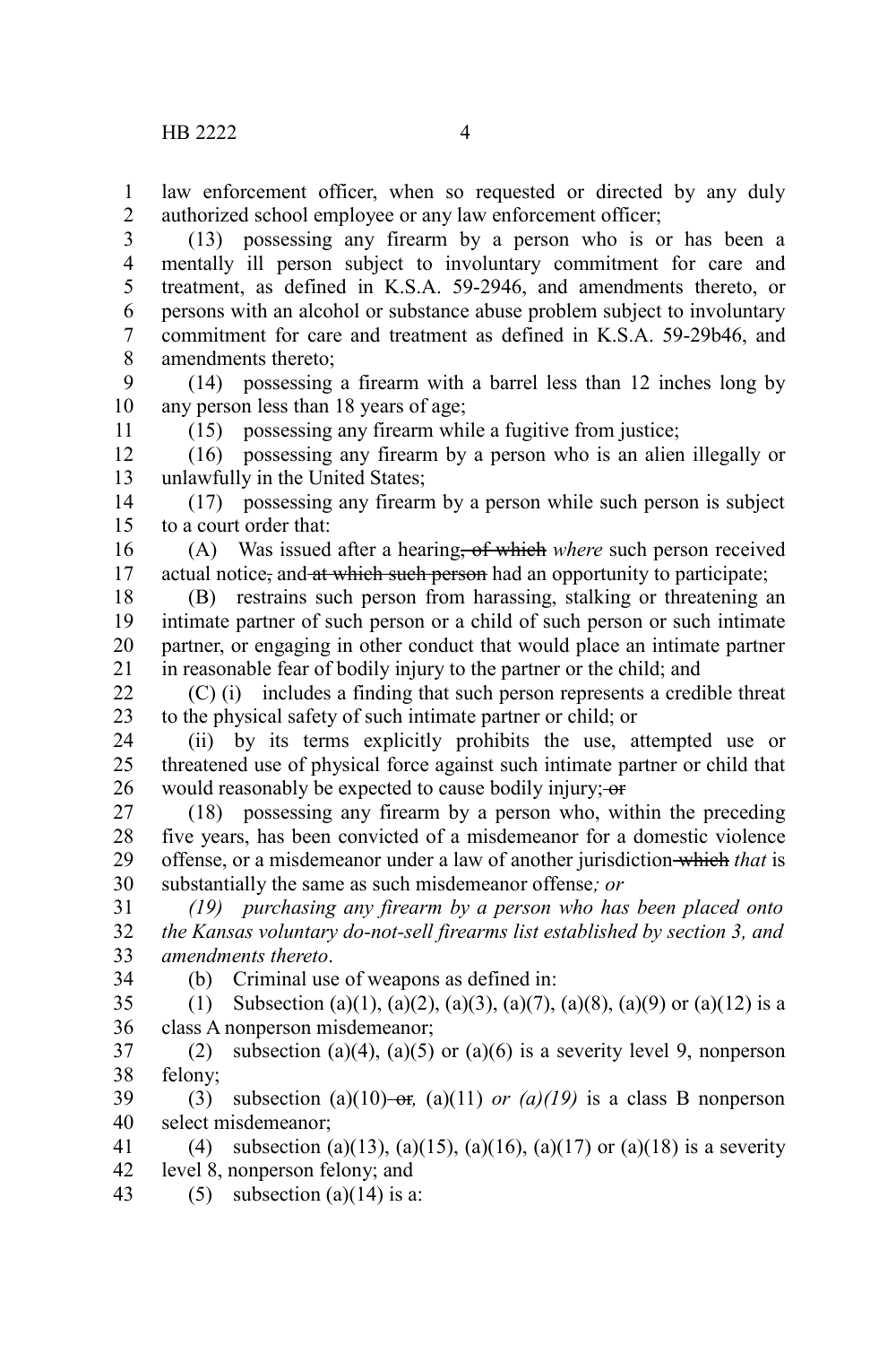law enforcement officer, when so requested or directed by any duly authorized school employee or any law enforcement officer;

(13) possessing any firearm by a person who is or has been a mentally ill person subject to involuntary commitment for care and treatment, as defined in K.S.A. 59-2946, and amendments thereto, or persons with an alcohol or substance abuse problem subject to involuntary commitment for care and treatment as defined in K.S.A. 59-29b46, and amendments thereto;

(14) possessing a firearm with a barrel less than 12 inches long by any person less than 18 years of age;

(15) possessing any firearm while a fugitive from justice;

(16) possessing any firearm by a person who is an alien illegally or unlawfully in the United States;

(17) possessing any firearm by a person while such person is subject to a court order that:

(A) Was issued after a hearing~~, of which~~ *where* such person received actual notice~~,~~ and ~~at which such person~~ had an opportunity to participate;

(B) restrains such person from harassing, stalking or threatening an intimate partner of such person or a child of such person or such intimate partner, or engaging in other conduct that would place an intimate partner in reasonable fear of bodily injury to the partner or the child; and

(C) (i) includes a finding that such person represents a credible threat to the physical safety of such intimate partner or child; or

(ii) by its terms explicitly prohibits the use, attempted use or threatened use of physical force against such intimate partner or child that would reasonably be expected to cause bodily injury; ~~or~~

(18) possessing any firearm by a person who, within the preceding five years, has been convicted of a misdemeanor for a domestic violence offense, or a misdemeanor under a law of another jurisdiction ~~which~~ *that* is substantially the same as such misdemeanor offense*; or*

*(19) purchasing any firearm by a person who has been placed onto the Kansas voluntary do-not-sell firearms list established by section 3, and amendments thereto*.

(b) Criminal use of weapons as defined in:

(1) Subsection (a)(1), (a)(2), (a)(3), (a)(7), (a)(8), (a)(9) or (a)(12) is a class A nonperson misdemeanor;

(2) subsection (a)(4), (a)(5) or (a)(6) is a severity level 9, nonperson felony;

(3) subsection (a)(10) ~~or~~*,* (a)(11) *or (a)(19)* is a class B nonperson select misdemeanor;

(4) subsection (a)(13), (a)(15), (a)(16), (a)(17) or (a)(18) is a severity level 8, nonperson felony; and

(5) subsection (a)(14) is a: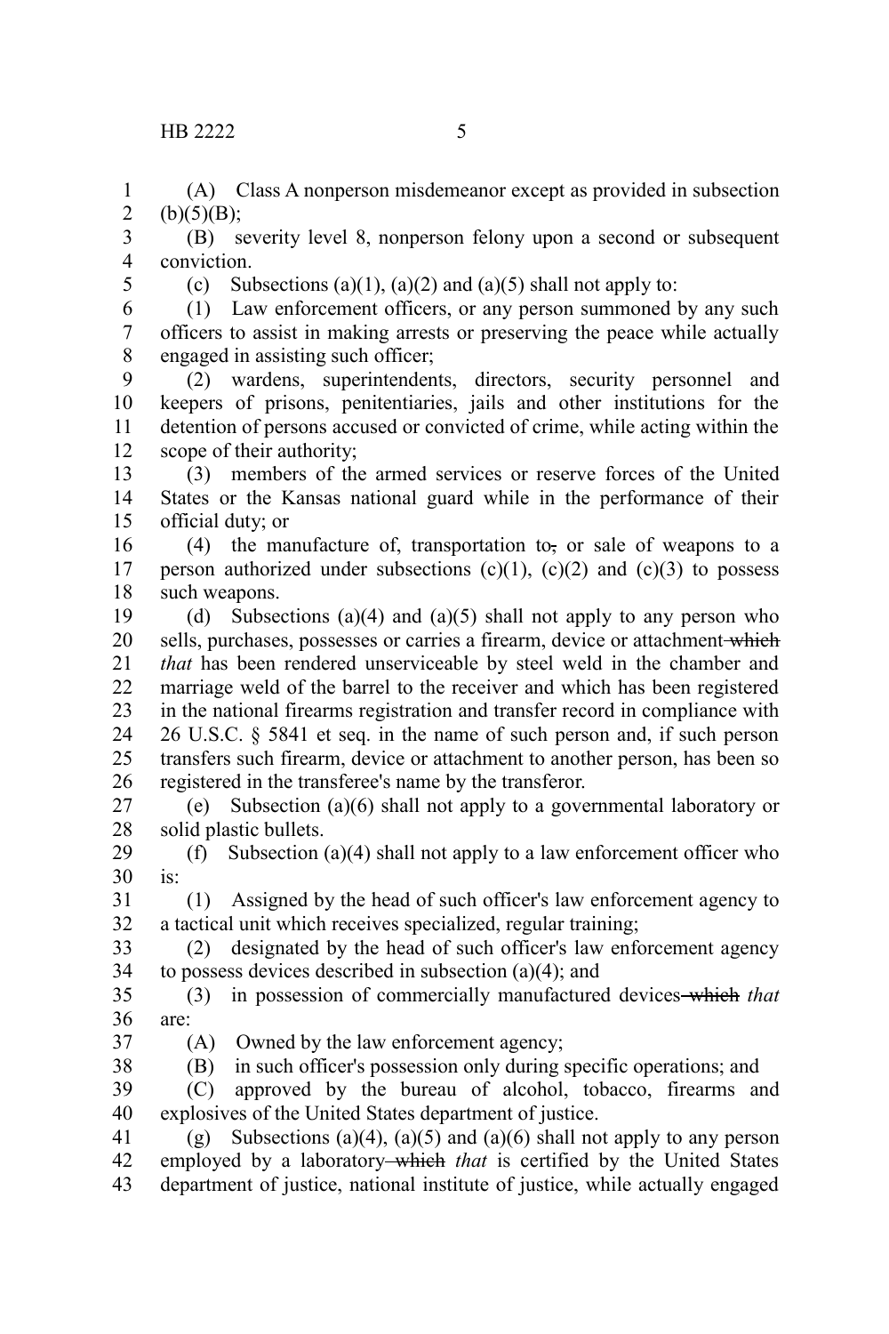(A) Class A nonperson misdemeanor except as provided in subsection (b)(5)(B);

(B) severity level 8, nonperson felony upon a second or subsequent conviction.

(c) Subsections (a)(1), (a)(2) and (a)(5) shall not apply to:

(1) Law enforcement officers, or any person summoned by any such officers to assist in making arrests or preserving the peace while actually engaged in assisting such officer;

(2) wardens, superintendents, directors, security personnel and keepers of prisons, penitentiaries, jails and other institutions for the detention of persons accused or convicted of crime, while acting within the scope of their authority;

(3) members of the armed services or reserve forces of the United States or the Kansas national guard while in the performance of their official duty; or

(4) the manufacture of, transportation to~~,~~ or sale of weapons to a person authorized under subsections (c)(1), (c)(2) and (c)(3) to possess such weapons.

(d) Subsections (a)(4) and (a)(5) shall not apply to any person who sells, purchases, possesses or carries a firearm, device or attachment ~~which~~ *that* has been rendered unserviceable by steel weld in the chamber and marriage weld of the barrel to the receiver and which has been registered in the national firearms registration and transfer record in compliance with 26 U.S.C. § 5841 et seq. in the name of such person and, if such person transfers such firearm, device or attachment to another person, has been so registered in the transferee's name by the transferor.

(e) Subsection (a)(6) shall not apply to a governmental laboratory or solid plastic bullets.

(f) Subsection (a)(4) shall not apply to a law enforcement officer who is:

(1) Assigned by the head of such officer's law enforcement agency to a tactical unit which receives specialized, regular training;

(2) designated by the head of such officer's law enforcement agency to possess devices described in subsection (a)(4); and

(3) in possession of commercially manufactured devices ~~which~~ *that* are:

(A) Owned by the law enforcement agency;

(B) in such officer's possession only during specific operations; and

(C) approved by the bureau of alcohol, tobacco, firearms and explosives of the United States department of justice.

(g) Subsections (a)(4), (a)(5) and (a)(6) shall not apply to any person employed by a laboratory ~~which~~ *that* is certified by the United States department of justice, national institute of justice, while actually engaged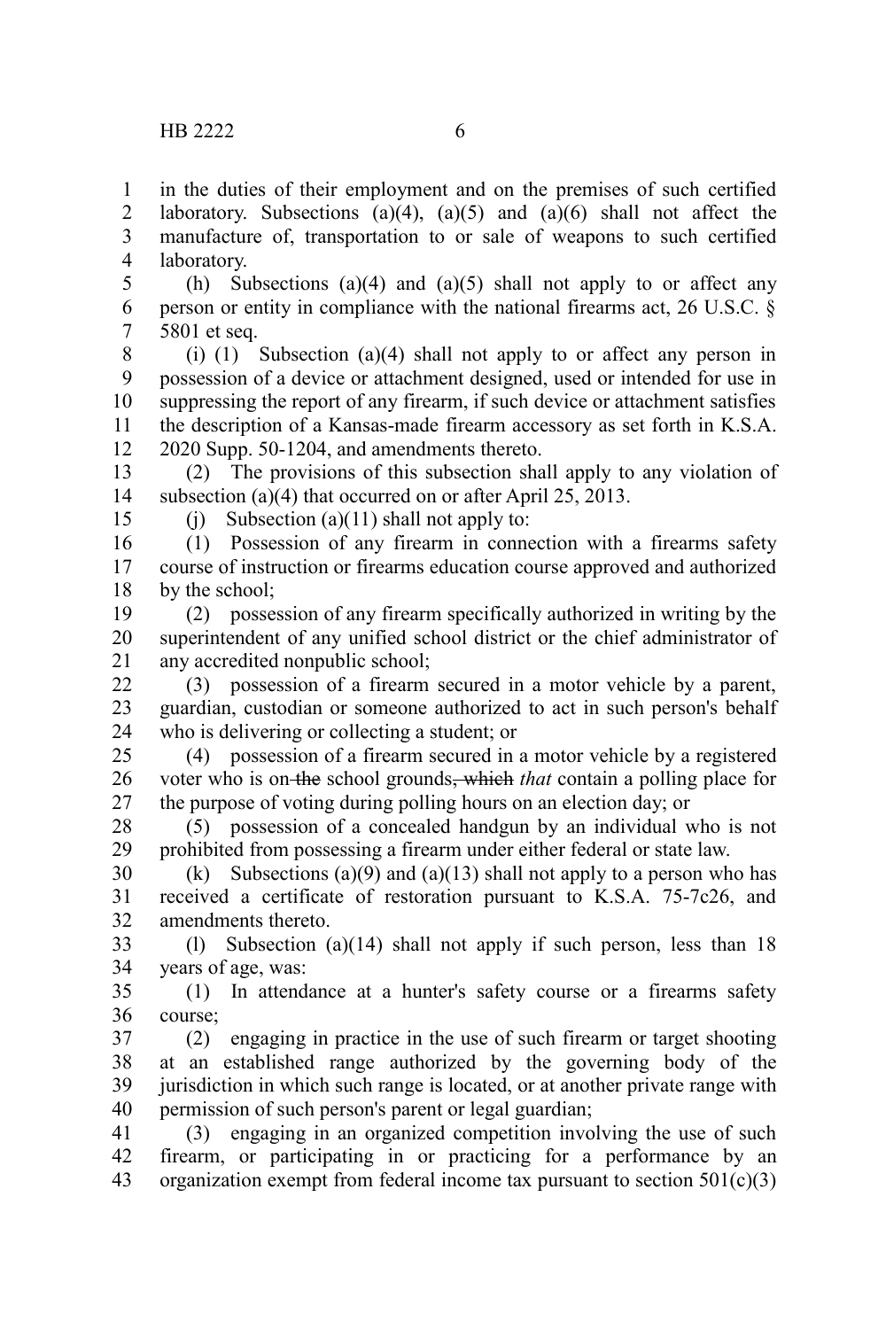in the duties of their employment and on the premises of such certified laboratory. Subsections (a)(4), (a)(5) and (a)(6) shall not affect the manufacture of, transportation to or sale of weapons to such certified laboratory.

(h) Subsections (a)(4) and (a)(5) shall not apply to or affect any person or entity in compliance with the national firearms act, 26 U.S.C. § 5801 et seq.

(i) (1) Subsection (a)(4) shall not apply to or affect any person in possession of a device or attachment designed, used or intended for use in suppressing the report of any firearm, if such device or attachment satisfies the description of a Kansas-made firearm accessory as set forth in K.S.A. 2020 Supp. 50-1204, and amendments thereto.

(2) The provisions of this subsection shall apply to any violation of subsection (a)(4) that occurred on or after April 25, 2013.

(j) Subsection (a)(11) shall not apply to:

(1) Possession of any firearm in connection with a firearms safety course of instruction or firearms education course approved and authorized by the school;

(2) possession of any firearm specifically authorized in writing by the superintendent of any unified school district or the chief administrator of any accredited nonpublic school;

(3) possession of a firearm secured in a motor vehicle by a parent, guardian, custodian or someone authorized to act in such person's behalf who is delivering or collecting a student; or

(4) possession of a firearm secured in a motor vehicle by a registered voter who is on ~~the~~ school grounds~~, which~~ *that* contain a polling place for the purpose of voting during polling hours on an election day; or

(5) possession of a concealed handgun by an individual who is not prohibited from possessing a firearm under either federal or state law.

(k) Subsections (a)(9) and (a)(13) shall not apply to a person who has received a certificate of restoration pursuant to K.S.A. 75-7c26, and amendments thereto.

(l) Subsection (a)(14) shall not apply if such person, less than 18 years of age, was:

(1) In attendance at a hunter's safety course or a firearms safety course;

(2) engaging in practice in the use of such firearm or target shooting at an established range authorized by the governing body of the jurisdiction in which such range is located, or at another private range with permission of such person's parent or legal guardian;

(3) engaging in an organized competition involving the use of such firearm, or participating in or practicing for a performance by an organization exempt from federal income tax pursuant to section 501(c)(3)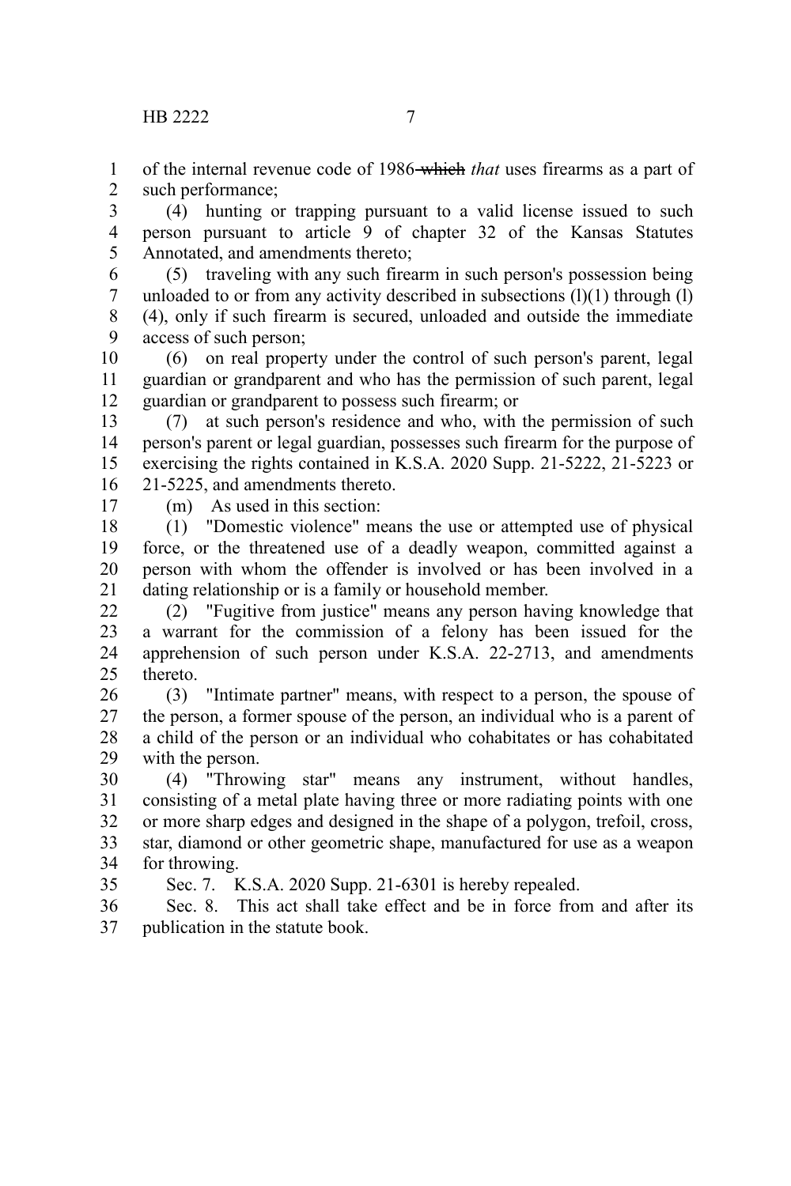of the internal revenue code of 1986 ~~which~~ *that* uses firearms as a part of such performance;

(4) hunting or trapping pursuant to a valid license issued to such person pursuant to article 9 of chapter 32 of the Kansas Statutes Annotated, and amendments thereto;

(5) traveling with any such firearm in such person's possession being unloaded to or from any activity described in subsections (l)(1) through (l)(4), only if such firearm is secured, unloaded and outside the immediate access of such person;

(6) on real property under the control of such person's parent, legal guardian or grandparent and who has the permission of such parent, legal guardian or grandparent to possess such firearm; or

(7) at such person's residence and who, with the permission of such person's parent or legal guardian, possesses such firearm for the purpose of exercising the rights contained in K.S.A. 2020 Supp. 21-5222, 21-5223 or 21-5225, and amendments thereto.

(m) As used in this section:

(1) "Domestic violence" means the use or attempted use of physical force, or the threatened use of a deadly weapon, committed against a person with whom the offender is involved or has been involved in a dating relationship or is a family or household member.

(2) "Fugitive from justice" means any person having knowledge that a warrant for the commission of a felony has been issued for the apprehension of such person under K.S.A. 22-2713, and amendments thereto.

(3) "Intimate partner" means, with respect to a person, the spouse of the person, a former spouse of the person, an individual who is a parent of a child of the person or an individual who cohabitates or has cohabitated with the person.

(4) "Throwing star" means any instrument, without handles, consisting of a metal plate having three or more radiating points with one or more sharp edges and designed in the shape of a polygon, trefoil, cross, star, diamond or other geometric shape, manufactured for use as a weapon for throwing.

Sec. 7. K.S.A. 2020 Supp. 21-6301 is hereby repealed.

Sec. 8. This act shall take effect and be in force from and after its publication in the statute book.